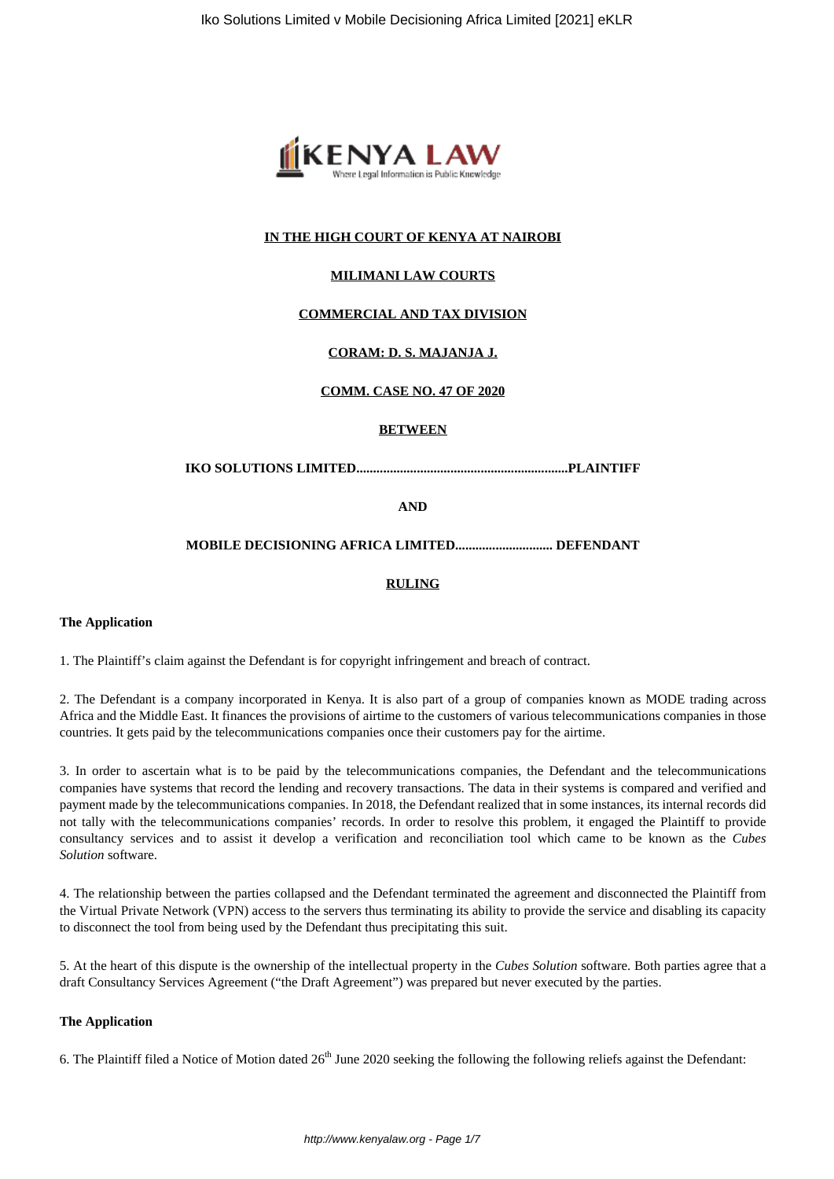**IN THE HIGH COURT OF KENYA AT NAIROBI**

**MILIMANI LAW COURTS**

**COMMERCIAL AND TAX DIVISION**

**CORAM: D. S. MAJANJA J.**

**COMM. CASE NO. 47 OF 2020**

**BETWEEN**

**IKO SOLUTIONS LIMITED..............................................................PLAINTIFF**

**AND**

**MOBILE DECISIONING AFRICA LIMITED............................ DEFENDANT**

**RULING**

**The Application**

1. The Plaintiff's claim against the Defendant is for copyright infringement and breach of contract.

2. The Defendant is a company incorporated in Kenya. It is also part of a group of companies known as MODE trading across Africa and the Middle East. It finances the provisions of airtime to the customers of various telecommunications companies in those countries. It gets paid by the telecommunications companies once their customers pay for the airtime.

3. In order to ascertain what is to be paid by the telecommunications companies, the Defendant and the telecommunications companies have systems that record the lending and recovery transactions. The data in their systems is compared and verified and payment made by the telecommunications companies. In 2018, the Defendant realized that in some instances, its internal records did not tally with the telecommunications companies' records. In order to resolve this problem, it engaged the Plaintiff to provide consultancy services and to assist it develop a verification and reconciliation tool which came to be known as the *Cubes Solution* software.

4. The relationship between the parties collapsed and the Defendant terminated the agreement and disconnected the Plaintiff from the Virtual Private Network (VPN) access to the servers thus terminating its ability to provide the service and disabling its capacity to disconnect the tool from being used by the Defendant thus precipitating this suit.

5. At the heart of this dispute is the ownership of the intellectual property in the *Cubes Solution* software. Both parties agree that a draft Consultancy Services Agreement ("the Draft Agreement") was prepared but never executed by the parties.

**The Application**

6. The Plaintiff filed a Notice of Motion dated 26th June 2020 seeking the following the following reliefs against the Defendant: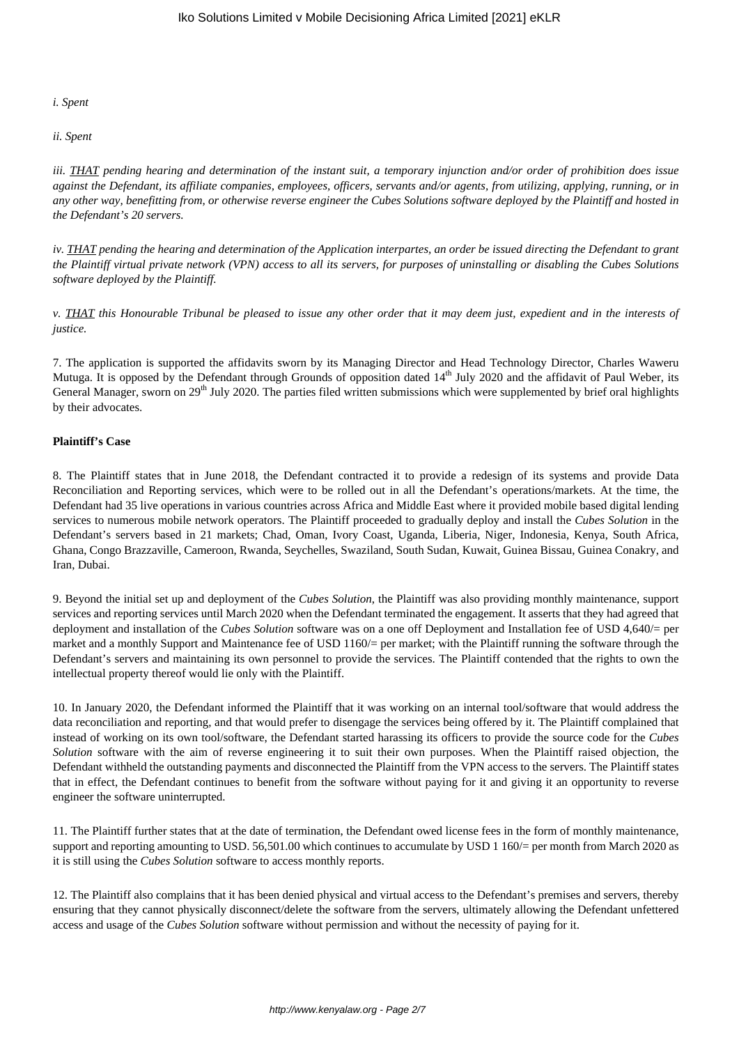*i. Spent*

*ii. Spent*

*iii. THAT pending hearing and determination of the instant suit, a temporary injunction and/or order of prohibition does issue against the Defendant, its affiliate companies, employees, officers, servants and/or agents, from utilizing, applying, running, or in any other way, benefitting from, or otherwise reverse engineer the Cubes Solutions software deployed by the Plaintiff and hosted in the Defendant's 20 servers.*

*iv. THAT pending the hearing and determination of the Application interpartes, an order be issued directing the Defendant to grant the Plaintiff virtual private network (VPN) access to all its servers, for purposes of uninstalling or disabling the Cubes Solutions software deployed by the Plaintiff.*

*v. THAT this Honourable Tribunal be pleased to issue any other order that it may deem just, expedient and in the interests of justice.*

7. The application is supported the affidavits sworn by its Managing Director and Head Technology Director, Charles Waweru Mutuga. It is opposed by the Defendant through Grounds of opposition dated 14th July 2020 and the affidavit of Paul Weber, its General Manager, sworn on 29th July 2020. The parties filed written submissions which were supplemented by brief oral highlights by their advocates.

**Plaintiff's Case**

8. The Plaintiff states that in June 2018, the Defendant contracted it to provide a redesign of its systems and provide Data Reconciliation and Reporting services, which were to be rolled out in all the Defendant's operations/markets. At the time, the Defendant had 35 live operations in various countries across Africa and Middle East where it provided mobile based digital lending services to numerous mobile network operators. The Plaintiff proceeded to gradually deploy and install the *Cubes Solution* in the Defendant's servers based in 21 markets; Chad, Oman, Ivory Coast, Uganda, Liberia, Niger, Indonesia, Kenya, South Africa, Ghana, Congo Brazzaville, Cameroon, Rwanda, Seychelles, Swaziland, South Sudan, Kuwait, Guinea Bissau, Guinea Conakry, and Iran, Dubai.

9. Beyond the initial set up and deployment of the *Cubes Solution*, the Plaintiff was also providing monthly maintenance, support services and reporting services until March 2020 when the Defendant terminated the engagement. It asserts that they had agreed that deployment and installation of the *Cubes Solution* software was on a one off Deployment and Installation fee of USD 4,640/= per market and a monthly Support and Maintenance fee of USD 1160/= per market; with the Plaintiff running the software through the Defendant's servers and maintaining its own personnel to provide the services. The Plaintiff contended that the rights to own the intellectual property thereof would lie only with the Plaintiff.

10. In January 2020, the Defendant informed the Plaintiff that it was working on an internal tool/software that would address the data reconciliation and reporting, and that would prefer to disengage the services being offered by it. The Plaintiff complained that instead of working on its own tool/software, the Defendant started harassing its officers to provide the source code for the *Cubes Solution* software with the aim of reverse engineering it to suit their own purposes. When the Plaintiff raised objection, the Defendant withheld the outstanding payments and disconnected the Plaintiff from the VPN access to the servers. The Plaintiff states that in effect, the Defendant continues to benefit from the software without paying for it and giving it an opportunity to reverse engineer the software uninterrupted.

11. The Plaintiff further states that at the date of termination, the Defendant owed license fees in the form of monthly maintenance, support and reporting amounting to USD. 56,501.00 which continues to accumulate by USD 1 160/= per month from March 2020 as it is still using the *Cubes Solution* software to access monthly reports.

12. The Plaintiff also complains that it has been denied physical and virtual access to the Defendant's premises and servers, thereby ensuring that they cannot physically disconnect/delete the software from the servers, ultimately allowing the Defendant unfettered access and usage of the *Cubes Solution* software without permission and without the necessity of paying for it.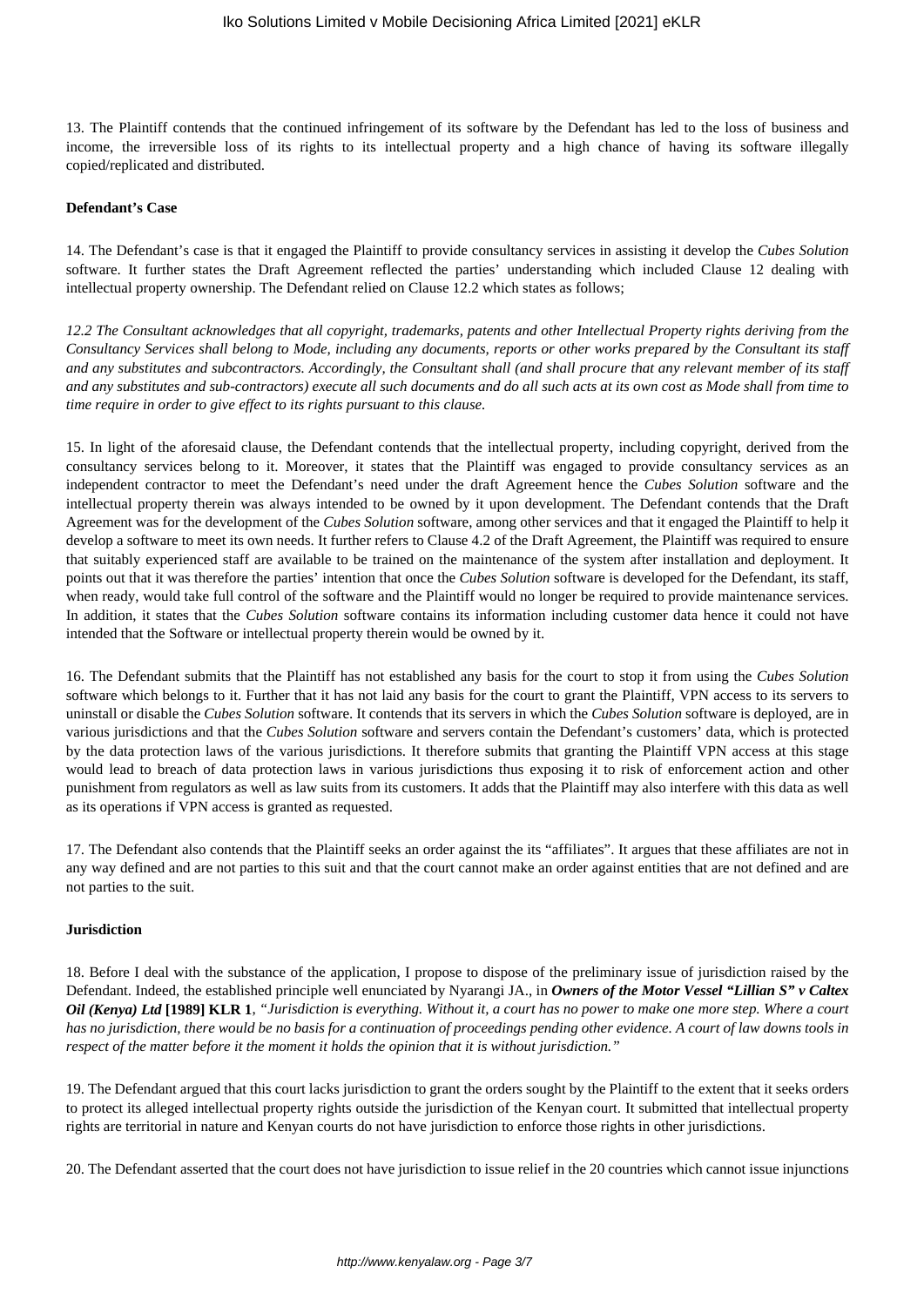13. The Plaintiff contends that the continued infringement of its software by the Defendant has led to the loss of business and income, the irreversible loss of its rights to its intellectual property and a high chance of having its software illegally copied/replicated and distributed.

**Defendant's Case**

14. The Defendant's case is that it engaged the Plaintiff to provide consultancy services in assisting it develop the *Cubes Solution* software. It further states the Draft Agreement reflected the parties' understanding which included Clause 12 dealing with intellectual property ownership. The Defendant relied on Clause 12.2 which states as follows;

*12.2 The Consultant acknowledges that all copyright, trademarks, patents and other Intellectual Property rights deriving from the Consultancy Services shall belong to Mode, including any documents, reports or other works prepared by the Consultant its staff and any substitutes and subcontractors. Accordingly, the Consultant shall (and shall procure that any relevant member of its staff and any substitutes and sub-contractors) execute all such documents and do all such acts at its own cost as Mode shall from time to time require in order to give effect to its rights pursuant to this clause.*

15. In light of the aforesaid clause, the Defendant contends that the intellectual property, including copyright, derived from the consultancy services belong to it. Moreover, it states that the Plaintiff was engaged to provide consultancy services as an independent contractor to meet the Defendant's need under the draft Agreement hence the *Cubes Solution* software and the intellectual property therein was always intended to be owned by it upon development. The Defendant contends that the Draft Agreement was for the development of the *Cubes Solution* software, among other services and that it engaged the Plaintiff to help it develop a software to meet its own needs. It further refers to Clause 4.2 of the Draft Agreement, the Plaintiff was required to ensure that suitably experienced staff are available to be trained on the maintenance of the system after installation and deployment. It points out that it was therefore the parties' intention that once the *Cubes Solution* software is developed for the Defendant, its staff, when ready, would take full control of the software and the Plaintiff would no longer be required to provide maintenance services. In addition, it states that the *Cubes Solution* software contains its information including customer data hence it could not have intended that the Software or intellectual property therein would be owned by it.

16. The Defendant submits that the Plaintiff has not established any basis for the court to stop it from using the *Cubes Solution* software which belongs to it. Further that it has not laid any basis for the court to grant the Plaintiff, VPN access to its servers to uninstall or disable the *Cubes Solution* software. It contends that its servers in which the *Cubes Solution* software is deployed, are in various jurisdictions and that the *Cubes Solution* software and servers contain the Defendant's customers' data, which is protected by the data protection laws of the various jurisdictions. It therefore submits that granting the Plaintiff VPN access at this stage would lead to breach of data protection laws in various jurisdictions thus exposing it to risk of enforcement action and other punishment from regulators as well as law suits from its customers. It adds that the Plaintiff may also interfere with this data as well as its operations if VPN access is granted as requested.

17. The Defendant also contends that the Plaintiff seeks an order against the its "affiliates". It argues that these affiliates are not in any way defined and are not parties to this suit and that the court cannot make an order against entities that are not defined and are not parties to the suit.

**Jurisdiction**

18. Before I deal with the substance of the application, I propose to dispose of the preliminary issue of jurisdiction raised by the Defendant. Indeed, the established principle well enunciated by Nyarangi JA., in ***Owners of the Motor Vessel "Lillian S" v Caltex Oil (Kenya) Ltd* [1989] KLR 1**, *"Jurisdiction is everything. Without it, a court has no power to make one more step. Where a court has no jurisdiction, there would be no basis for a continuation of proceedings pending other evidence. A court of law downs tools in respect of the matter before it the moment it holds the opinion that it is without jurisdiction."*

19. The Defendant argued that this court lacks jurisdiction to grant the orders sought by the Plaintiff to the extent that it seeks orders to protect its alleged intellectual property rights outside the jurisdiction of the Kenyan court. It submitted that intellectual property rights are territorial in nature and Kenyan courts do not have jurisdiction to enforce those rights in other jurisdictions.

20. The Defendant asserted that the court does not have jurisdiction to issue relief in the 20 countries which cannot issue injunctions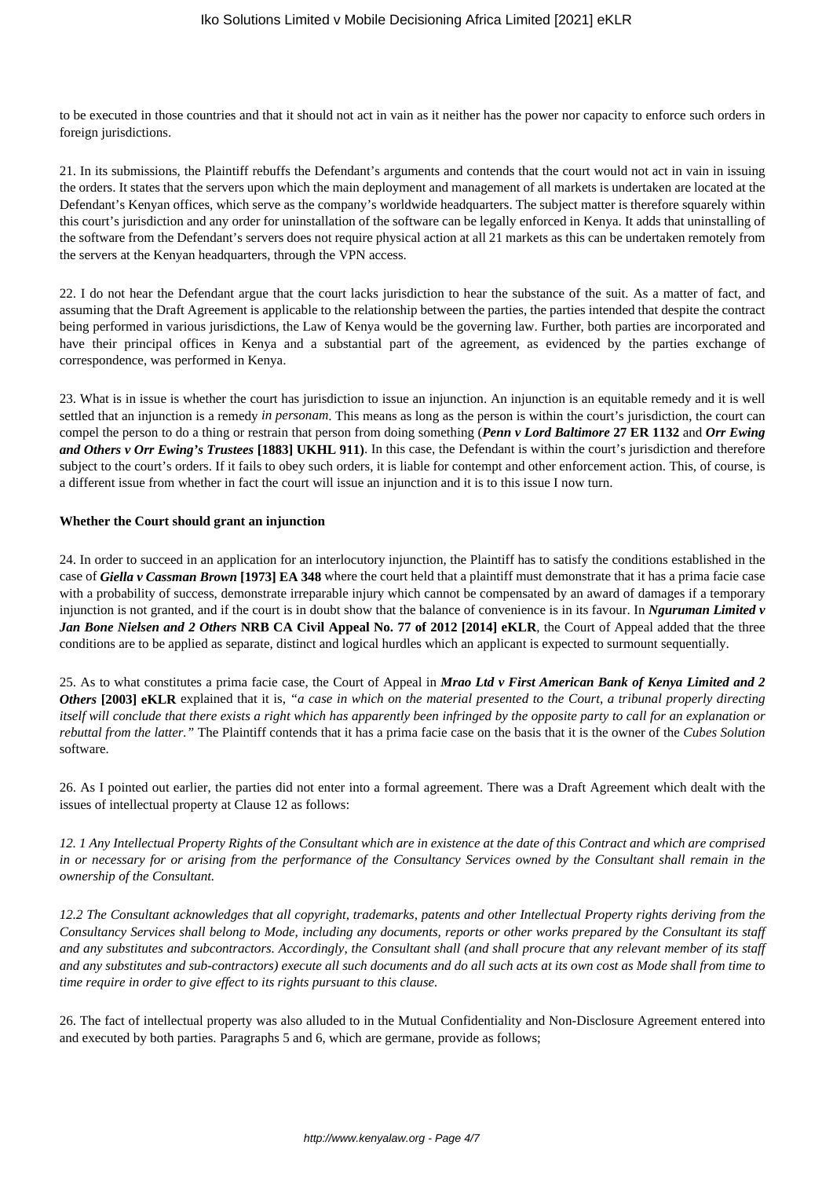to be executed in those countries and that it should not act in vain as it neither has the power nor capacity to enforce such orders in foreign jurisdictions.

21. In its submissions, the Plaintiff rebuffs the Defendant's arguments and contends that the court would not act in vain in issuing the orders. It states that the servers upon which the main deployment and management of all markets is undertaken are located at the Defendant's Kenyan offices, which serve as the company's worldwide headquarters. The subject matter is therefore squarely within this court's jurisdiction and any order for uninstallation of the software can be legally enforced in Kenya. It adds that uninstalling of the software from the Defendant's servers does not require physical action at all 21 markets as this can be undertaken remotely from the servers at the Kenyan headquarters, through the VPN access.

22. I do not hear the Defendant argue that the court lacks jurisdiction to hear the substance of the suit. As a matter of fact, and assuming that the Draft Agreement is applicable to the relationship between the parties, the parties intended that despite the contract being performed in various jurisdictions, the Law of Kenya would be the governing law. Further, both parties are incorporated and have their principal offices in Kenya and a substantial part of the agreement, as evidenced by the parties exchange of correspondence, was performed in Kenya.

23. What is in issue is whether the court has jurisdiction to issue an injunction. An injunction is an equitable remedy and it is well settled that an injunction is a remedy *in personam*. This means as long as the person is within the court's jurisdiction, the court can compel the person to do a thing or restrain that person from doing something (***Penn v Lord Baltimore* 27 ER 1132** and ***Orr Ewing and Others v Orr Ewing's Trustees* [1883] UKHL 911)**. In this case, the Defendant is within the court's jurisdiction and therefore subject to the court's orders. If it fails to obey such orders, it is liable for contempt and other enforcement action. This, of course, is a different issue from whether in fact the court will issue an injunction and it is to this issue I now turn.

**Whether the Court should grant an injunction**

24. In order to succeed in an application for an interlocutory injunction, the Plaintiff has to satisfy the conditions established in the case of ***Giella v Cassman Brown* [1973] EA 348** where the court held that a plaintiff must demonstrate that it has a prima facie case with a probability of success, demonstrate irreparable injury which cannot be compensated by an award of damages if a temporary injunction is not granted, and if the court is in doubt show that the balance of convenience is in its favour. In ***Nguruman Limited v Jan Bone Nielsen and 2 Others* NRB CA Civil Appeal No. 77 of 2012 [2014] eKLR**, the Court of Appeal added that the three conditions are to be applied as separate, distinct and logical hurdles which an applicant is expected to surmount sequentially.

25. As to what constitutes a prima facie case, the Court of Appeal in ***Mrao Ltd v First American Bank of Kenya Limited and 2 Others* [2003] eKLR** explained that it is, *"a case in which on the material presented to the Court, a tribunal properly directing itself will conclude that there exists a right which has apparently been infringed by the opposite party to call for an explanation or rebuttal from the latter."* The Plaintiff contends that it has a prima facie case on the basis that it is the owner of the *Cubes Solution* software.

26. As I pointed out earlier, the parties did not enter into a formal agreement. There was a Draft Agreement which dealt with the issues of intellectual property at Clause 12 as follows:

*12. 1 Any Intellectual Property Rights of the Consultant which are in existence at the date of this Contract and which are comprised in or necessary for or arising from the performance of the Consultancy Services owned by the Consultant shall remain in the ownership of the Consultant.*

*12.2 The Consultant acknowledges that all copyright, trademarks, patents and other Intellectual Property rights deriving from the Consultancy Services shall belong to Mode, including any documents, reports or other works prepared by the Consultant its staff and any substitutes and subcontractors. Accordingly, the Consultant shall (and shall procure that any relevant member of its staff and any substitutes and sub-contractors) execute all such documents and do all such acts at its own cost as Mode shall from time to time require in order to give effect to its rights pursuant to this clause.*

26. The fact of intellectual property was also alluded to in the Mutual Confidentiality and Non-Disclosure Agreement entered into and executed by both parties. Paragraphs 5 and 6, which are germane, provide as follows;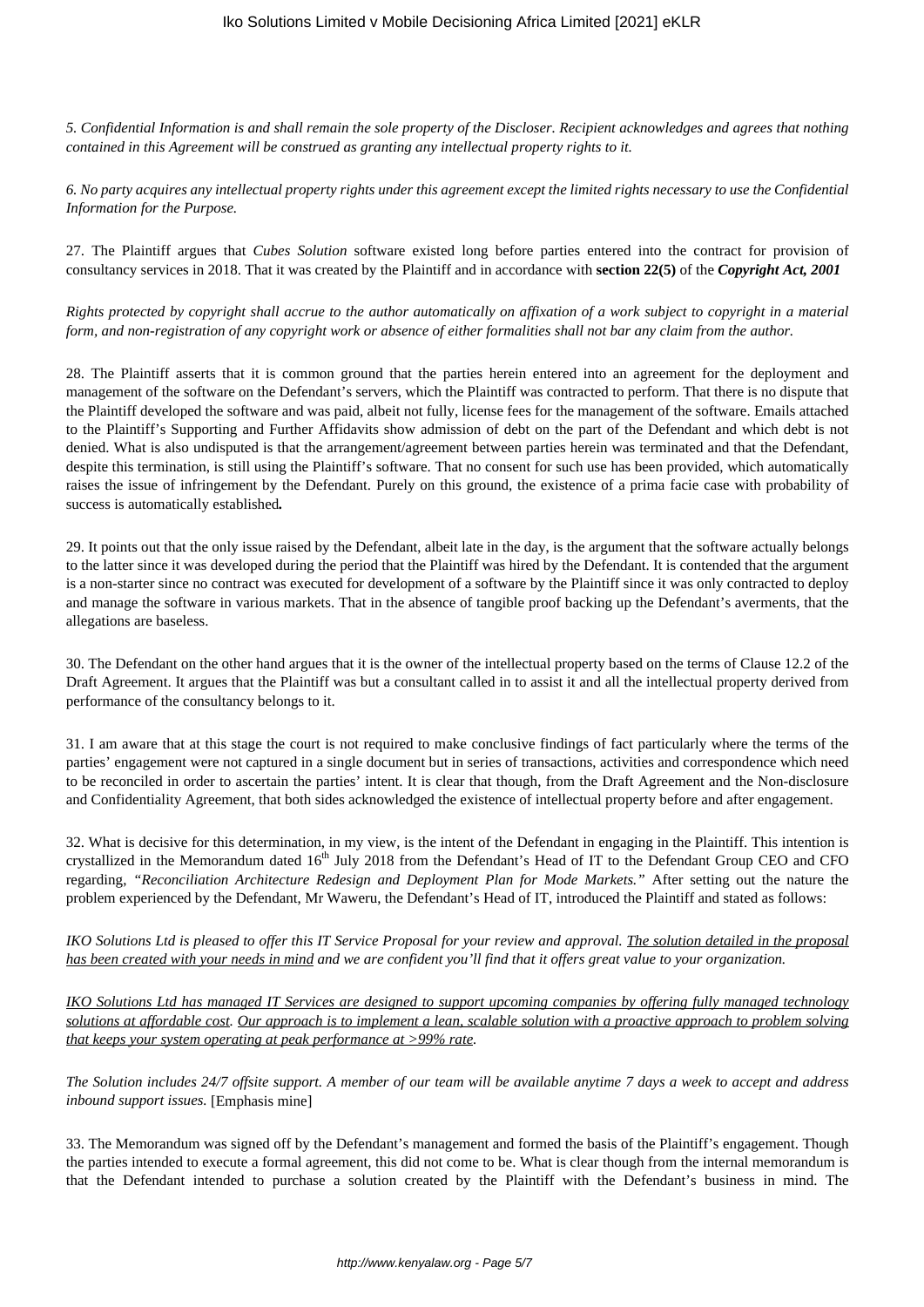*5. Confidential Information is and shall remain the sole property of the Discloser. Recipient acknowledges and agrees that nothing contained in this Agreement will be construed as granting any intellectual property rights to it.*

*6. No party acquires any intellectual property rights under this agreement except the limited rights necessary to use the Confidential Information for the Purpose.*

27. The Plaintiff argues that *Cubes Solution* software existed long before parties entered into the contract for provision of consultancy services in 2018. That it was created by the Plaintiff and in accordance with **section 22(5)** of the ***Copyright Act, 2001***

*Rights protected by copyright shall accrue to the author automatically on affixation of a work subject to copyright in a material form, and non-registration of any copyright work or absence of either formalities shall not bar any claim from the author.*

28. The Plaintiff asserts that it is common ground that the parties herein entered into an agreement for the deployment and management of the software on the Defendant's servers, which the Plaintiff was contracted to perform. That there is no dispute that the Plaintiff developed the software and was paid, albeit not fully, license fees for the management of the software. Emails attached to the Plaintiff's Supporting and Further Affidavits show admission of debt on the part of the Defendant and which debt is not denied. What is also undisputed is that the arrangement/agreement between parties herein was terminated and that the Defendant, despite this termination, is still using the Plaintiff's software. That no consent for such use has been provided, which automatically raises the issue of infringement by the Defendant. Purely on this ground, the existence of a prima facie case with probability of success is automatically established**.**

29. It points out that the only issue raised by the Defendant, albeit late in the day, is the argument that the software actually belongs to the latter since it was developed during the period that the Plaintiff was hired by the Defendant. It is contended that the argument is a non-starter since no contract was executed for development of a software by the Plaintiff since it was only contracted to deploy and manage the software in various markets. That in the absence of tangible proof backing up the Defendant's averments, that the allegations are baseless.

30. The Defendant on the other hand argues that it is the owner of the intellectual property based on the terms of Clause 12.2 of the Draft Agreement. It argues that the Plaintiff was but a consultant called in to assist it and all the intellectual property derived from performance of the consultancy belongs to it.

31. I am aware that at this stage the court is not required to make conclusive findings of fact particularly where the terms of the parties' engagement were not captured in a single document but in series of transactions, activities and correspondence which need to be reconciled in order to ascertain the parties' intent. It is clear that though, from the Draft Agreement and the Non-disclosure and Confidentiality Agreement, that both sides acknowledged the existence of intellectual property before and after engagement.

32. What is decisive for this determination, in my view, is the intent of the Defendant in engaging in the Plaintiff. This intention is crystallized in the Memorandum dated 16th July 2018 from the Defendant's Head of IT to the Defendant Group CEO and CFO regarding, "*Reconciliation Architecture Redesign and Deployment Plan for Mode Markets.*" After setting out the nature the problem experienced by the Defendant, Mr Waweru, the Defendant's Head of IT, introduced the Plaintiff and stated as follows:

*IKO Solutions Ltd is pleased to offer this IT Service Proposal for your review and approval. <u>The solution detailed in the proposal has been created with your needs in mind</u> and we are confident you'll find that it offers great value to your organization.*

*<u>IKO Solutions Ltd has managed IT Services are designed to support upcoming companies by offering fully managed technology solutions at affordable cost</u>. <u>Our approach is to implement a lean, scalable solution with a proactive approach to problem solving that keeps your system operating at peak performance at >99% rate</u>.*

*The Solution includes 24/7 offsite support. A member of our team will be available anytime 7 days a week to accept and address inbound support issues.* [Emphasis mine]

33. The Memorandum was signed off by the Defendant's management and formed the basis of the Plaintiff's engagement. Though the parties intended to execute a formal agreement, this did not come to be. What is clear though from the internal memorandum is that the Defendant intended to purchase a solution created by the Plaintiff with the Defendant's business in mind. The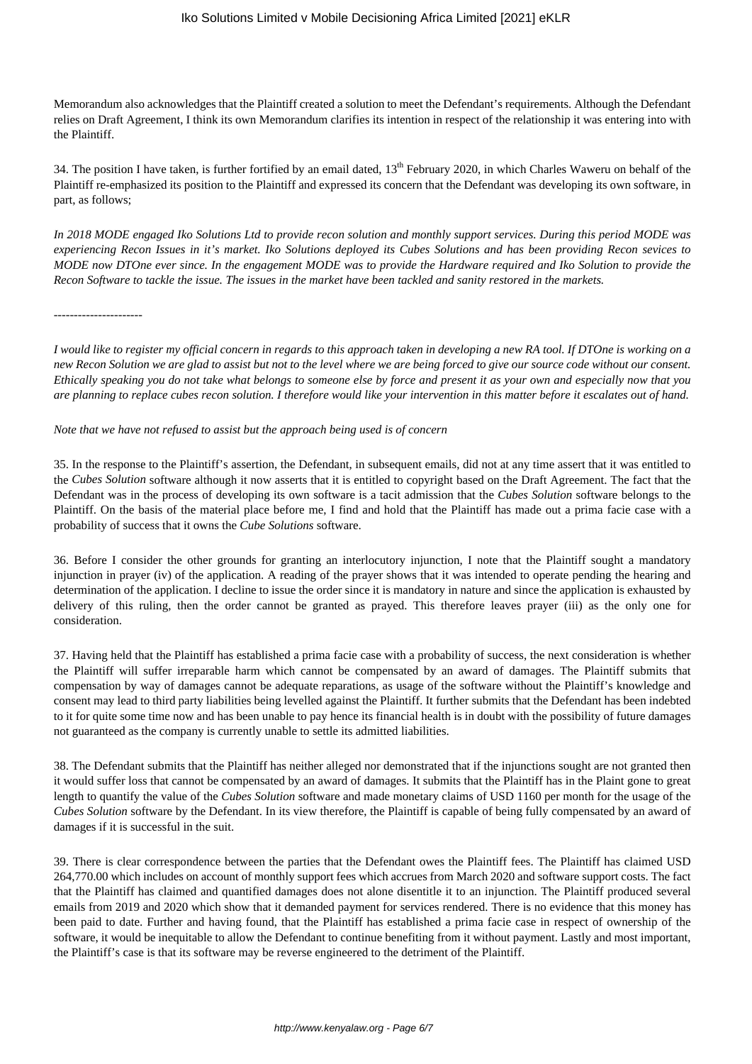Memorandum also acknowledges that the Plaintiff created a solution to meet the Defendant's requirements. Although the Defendant relies on Draft Agreement, I think its own Memorandum clarifies its intention in respect of the relationship it was entering into with the Plaintiff.

34. The position I have taken, is further fortified by an email dated, 13th February 2020, in which Charles Waweru on behalf of the Plaintiff re-emphasized its position to the Plaintiff and expressed its concern that the Defendant was developing its own software, in part, as follows;

*In 2018 MODE engaged Iko Solutions Ltd to provide recon solution and monthly support services. During this period MODE was experiencing Recon Issues in it's market. Iko Solutions deployed its Cubes Solutions and has been providing Recon sevices to MODE now DTOne ever since. In the engagement MODE was to provide the Hardware required and Iko Solution to provide the Recon Software to tackle the issue. The issues in the market have been tackled and sanity restored in the markets.*

----------------------

*I would like to register my official concern in regards to this approach taken in developing a new RA tool. If DTOne is working on a new Recon Solution we are glad to assist but not to the level where we are being forced to give our source code without our consent. Ethically speaking you do not take what belongs to someone else by force and present it as your own and especially now that you are planning to replace cubes recon solution. I therefore would like your intervention in this matter before it escalates out of hand.*

*Note that we have not refused to assist but the approach being used is of concern*

35. In the response to the Plaintiff's assertion, the Defendant, in subsequent emails, did not at any time assert that it was entitled to the *Cubes Solution* software although it now asserts that it is entitled to copyright based on the Draft Agreement. The fact that the Defendant was in the process of developing its own software is a tacit admission that the *Cubes Solution* software belongs to the Plaintiff. On the basis of the material place before me, I find and hold that the Plaintiff has made out a prima facie case with a probability of success that it owns the *Cube Solutions* software.

36. Before I consider the other grounds for granting an interlocutory injunction, I note that the Plaintiff sought a mandatory injunction in prayer (iv) of the application. A reading of the prayer shows that it was intended to operate pending the hearing and determination of the application. I decline to issue the order since it is mandatory in nature and since the application is exhausted by delivery of this ruling, then the order cannot be granted as prayed. This therefore leaves prayer (iii) as the only one for consideration.

37. Having held that the Plaintiff has established a prima facie case with a probability of success, the next consideration is whether the Plaintiff will suffer irreparable harm which cannot be compensated by an award of damages. The Plaintiff submits that compensation by way of damages cannot be adequate reparations, as usage of the software without the Plaintiff's knowledge and consent may lead to third party liabilities being levelled against the Plaintiff. It further submits that the Defendant has been indebted to it for quite some time now and has been unable to pay hence its financial health is in doubt with the possibility of future damages not guaranteed as the company is currently unable to settle its admitted liabilities.

38. The Defendant submits that the Plaintiff has neither alleged nor demonstrated that if the injunctions sought are not granted then it would suffer loss that cannot be compensated by an award of damages. It submits that the Plaintiff has in the Plaint gone to great length to quantify the value of the *Cubes Solution* software and made monetary claims of USD 1160 per month for the usage of the *Cubes Solution* software by the Defendant. In its view therefore, the Plaintiff is capable of being fully compensated by an award of damages if it is successful in the suit.

39. There is clear correspondence between the parties that the Defendant owes the Plaintiff fees. The Plaintiff has claimed USD 264,770.00 which includes on account of monthly support fees which accrues from March 2020 and software support costs. The fact that the Plaintiff has claimed and quantified damages does not alone disentitle it to an injunction. The Plaintiff produced several emails from 2019 and 2020 which show that it demanded payment for services rendered. There is no evidence that this money has been paid to date. Further and having found, that the Plaintiff has established a prima facie case in respect of ownership of the software, it would be inequitable to allow the Defendant to continue benefiting from it without payment. Lastly and most important, the Plaintiff's case is that its software may be reverse engineered to the detriment of the Plaintiff.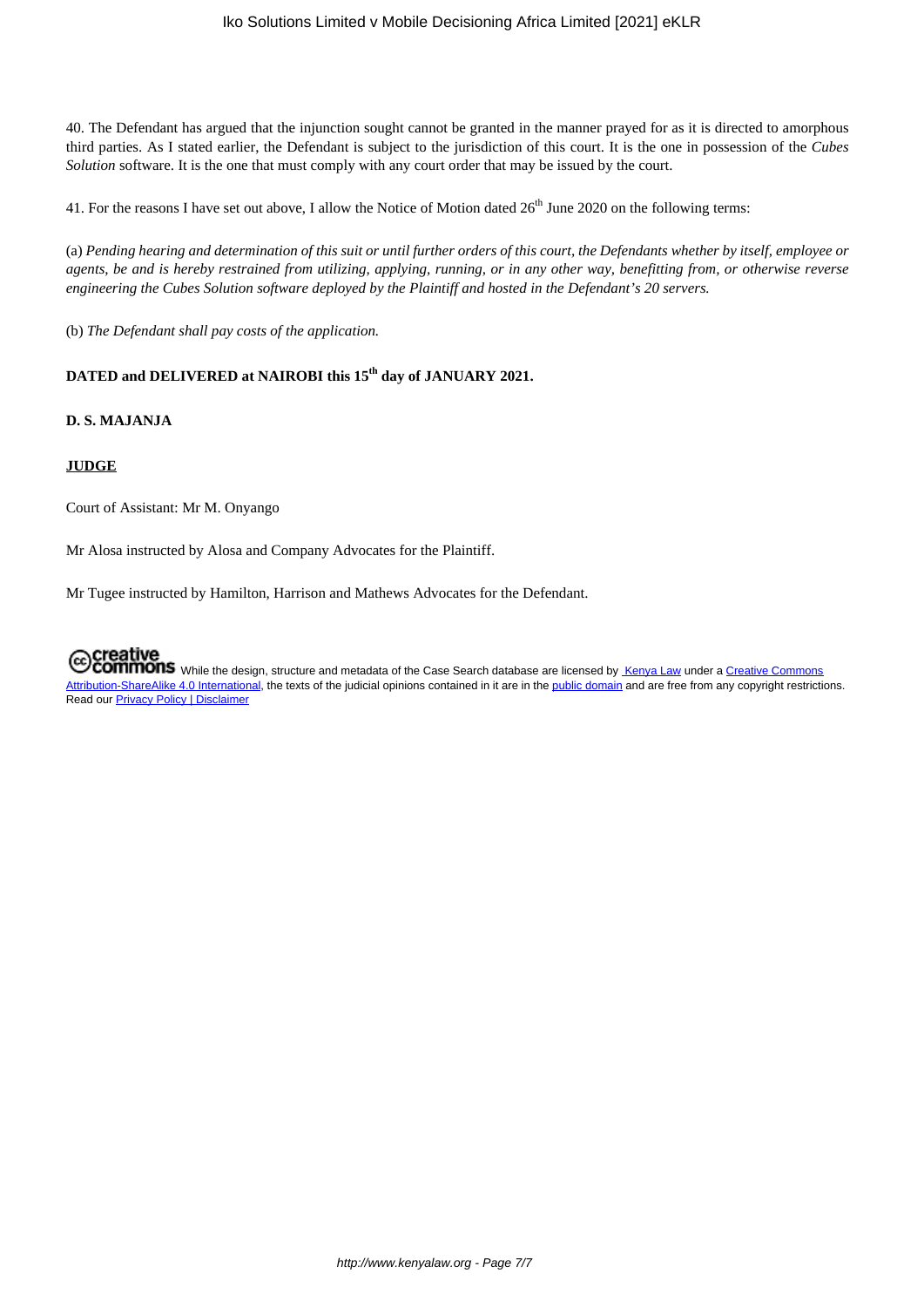40. The Defendant has argued that the injunction sought cannot be granted in the manner prayed for as it is directed to amorphous third parties. As I stated earlier, the Defendant is subject to the jurisdiction of this court. It is the one in possession of the *Cubes Solution* software. It is the one that must comply with any court order that may be issued by the court.

41. For the reasons I have set out above, I allow the Notice of Motion dated 26th June 2020 on the following terms:

(a) *Pending hearing and determination of this suit or until further orders of this court, the Defendants whether by itself, employee or agents, be and is hereby restrained from utilizing, applying, running, or in any other way, benefitting from, or otherwise reverse engineering the Cubes Solution software deployed by the Plaintiff and hosted in the Defendant's 20 servers.*

(b) *The Defendant shall pay costs of the application.*

**DATED and DELIVERED at NAIROBI this 15th day of JANUARY 2021.**

**D. S. MAJANJA**

**JUDGE**

Court of Assistant: Mr M. Onyango

Mr Alosa instructed by Alosa and Company Advocates for the Plaintiff.

Mr Tugee instructed by Hamilton, Harrison and Mathews Advocates for the Defendant.

While the design, structure and metadata of the Case Search database are licensed by Kenya Law under a Creative Commons Attribution-ShareAlike 4.0 International, the texts of the judicial opinions contained in it are in the public domain and are free from any copyright restrictions. Read our Privacy Policy | Disclaimer